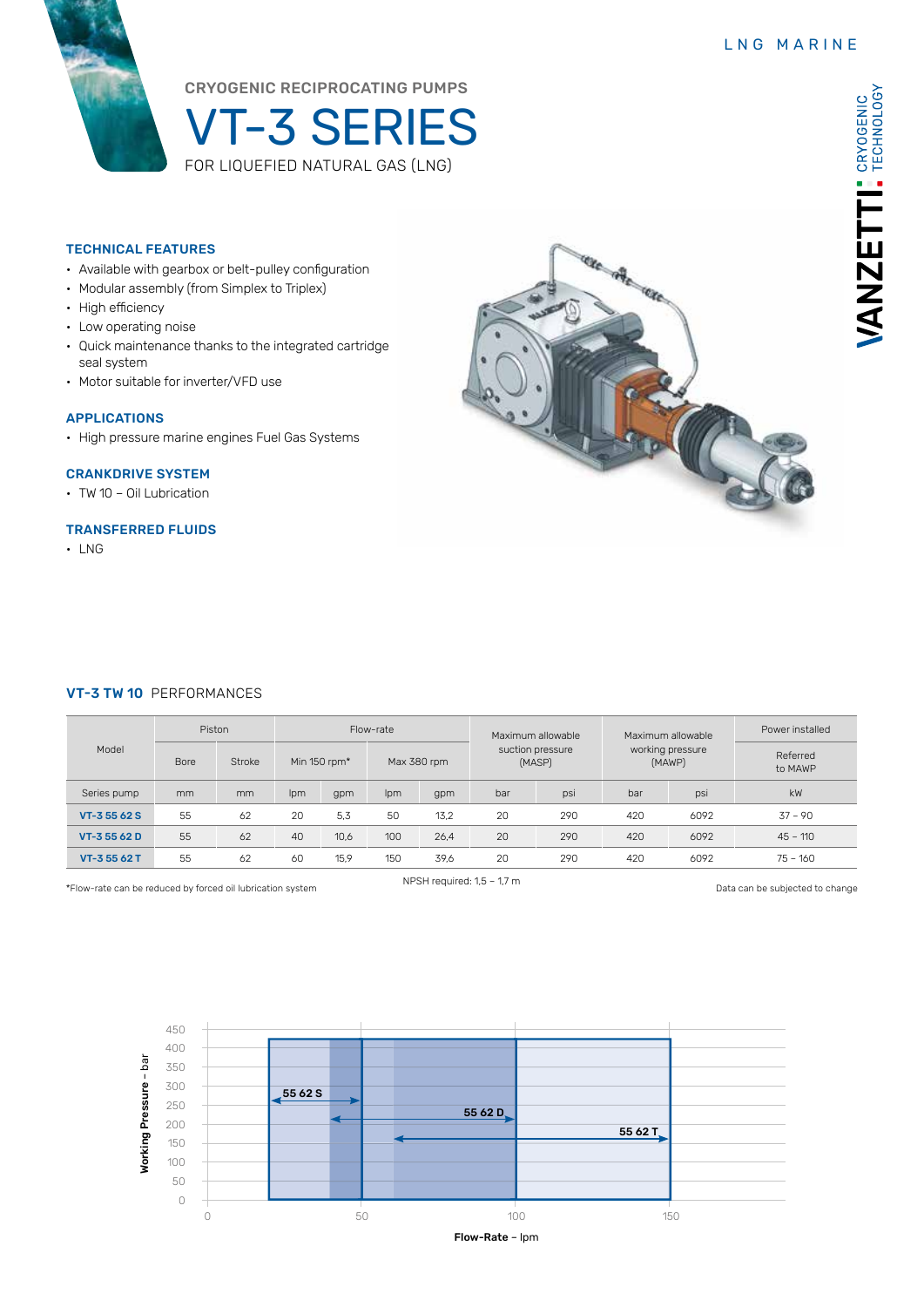LNG MARINE

CRYOGENIC RECIPROCATING PUMPS

# VT-3 SERIES

FOR LIQUEFIED NATURAL GAS (LNG)

VANZETTI CRYOGENIC TECHNOLOGY

### TECHNICAL FEATURES

- Available with gearbox or belt-pulley configuration
- Modular assembly (from Simplex to Triplex)
- High efficiency
- Low operating noise
- Quick maintenance thanks to the integrated cartridge seal system
- Motor suitable for inverter/VFD use

### APPLICATIONS

- High pressure marine engines Fuel Gas Systems

### CRANKDRIVE SYSTEM

- TW 10 – Oil Lubrication

### TRANSFERRED FLUIDS

- LNG

## VT-3 TW 10 PERFORMANCES

| Model | Piston | | Flow-rate | | | | Maximum allowable suction pressure (MASP) | | Maximum allowable working pressure (MAWP) | | Power installed |
|---|---|---|---|---|---|---|---|---|---|---|---|
| | Bore | Stroke | Min 150 rpm* | | Max 380 rpm | | | | | | Referred to MAWP |
| Series pump | mm | mm | lpm | gpm | lpm | gpm | bar | psi | bar | psi | kW |
| **VT-3 55 62 S** | 55 | 62 | 20 | 5,3 | 50 | 13,2 | 20 | 290 | 420 | 6092 | 37 – 90 |
| **VT-3 55 62 D** | 55 | 62 | 40 | 10,6 | 100 | 26,4 | 20 | 290 | 420 | 6092 | 45 – 110 |
| **VT-3 55 62 T** | 55 | 62 | 60 | 15,9 | 150 | 39,6 | 20 | 290 | 420 | 6092 | 75 – 160 |

*Flow-rate can be reduced by forced oil lubrication system

NPSH required: 1,5 – 1,7 m

Data can be subjected to change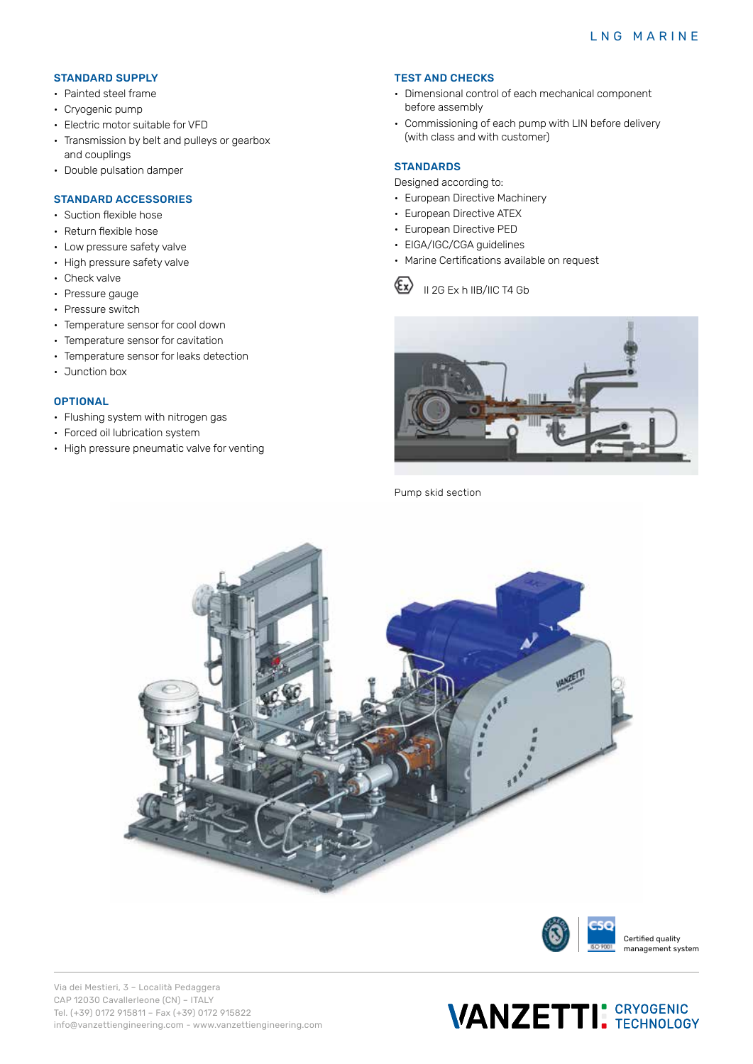## STANDARD SUPPLY

- Painted steel frame
- Cryogenic pump
- Electric motor suitable for VFD
- Transmission by belt and pulleys or gearbox and couplings
- Double pulsation damper

## STANDARD ACCESSORIES

- Suction flexible hose
- Return flexible hose
- Low pressure safety valve
- High pressure safety valve
- Check valve
- Pressure gauge
- Pressure switch
- Temperature sensor for cool down
- Temperature sensor for cavitation
- Temperature sensor for leaks detection
- Junction box

## OPTIONAL

- Flushing system with nitrogen gas
- Forced oil lubrication system
- High pressure pneumatic valve for venting

## TEST AND CHECKS

- Dimensional control of each mechanical component before assembly
- Commissioning of each pump with LIN before delivery (with class and with customer)

## STANDARDS

Designed according to:

- European Directive Machinery
- European Directive ATEX
- European Directive PED
- EIGA/IGC/CGA guidelines
- Marine Certifications available on request

II 2G Ex h IIB/IIC T4 Gb

Pump skid section

Certified quality management system

Via dei Mestieri, 3 – Località Pedaggera
CAP 12030 Cavallerleone (CN) – ITALY
Tel. (+39) 0172 915811 – Fax (+39) 0172 915822
info@vanzettiengineering.com - www.vanzettiengineering.com